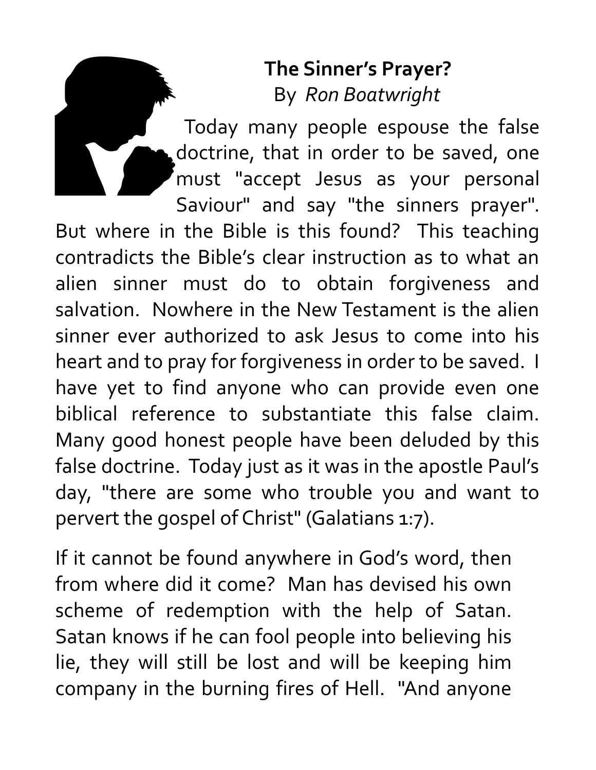# The Sinner's Prayer?

By *Ron Boatwright*

Today many people espouse the false doctrine, that in order to be saved, one must "accept Jesus as your personal Saviour" and say "the sinners prayer". But where in the Bible is this found? This teaching contradicts the Bible's clear instruction as to what an alien sinner must do to obtain forgiveness and salvation. Nowhere in the New Testament is the alien sinner ever authorized to ask Jesus to come into his heart and to pray for forgiveness in order to be saved. I have yet to find anyone who can provide even one biblical reference to substantiate this false claim. Many good honest people have been deluded by this false doctrine. Today just as it was in the apostle Paul's day, "there are some who trouble you and want to pervert the gospel of Christ" (Galatians 1:7).

If it cannot be found anywhere in God's word, then from where did it come? Man has devised his own scheme of redemption with the help of Satan. Satan knows if he can fool people into believing his lie, they will still be lost and will be keeping him company in the burning fires of Hell. "And anyone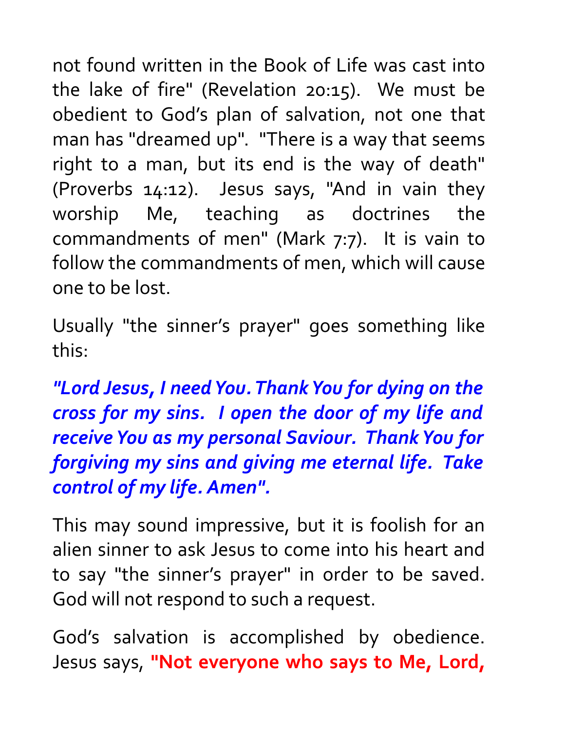not found written in the Book of Life was cast into the lake of fire" (Revelation 20:15). We must be obedient to God's plan of salvation, not one that man has "dreamed up". "There is a way that seems right to a man, but its end is the way of death" (Proverbs 14:12). Jesus says, "And in vain they worship Me, teaching as doctrines the commandments of men" (Mark 7:7). It is vain to follow the commandments of men, which will cause one to be lost.

Usually "the sinner's prayer" goes something like this:

***"Lord Jesus, I need You. Thank You for dying on the cross for my sins. I open the door of my life and receive You as my personal Saviour. Thank You for forgiving my sins and giving me eternal life. Take control of my life. Amen".***

This may sound impressive, but it is foolish for an alien sinner to ask Jesus to come into his heart and to say "the sinner's prayer" in order to be saved. God will not respond to such a request.

God's salvation is accomplished by obedience. Jesus says, **"Not everyone who says to Me, Lord,**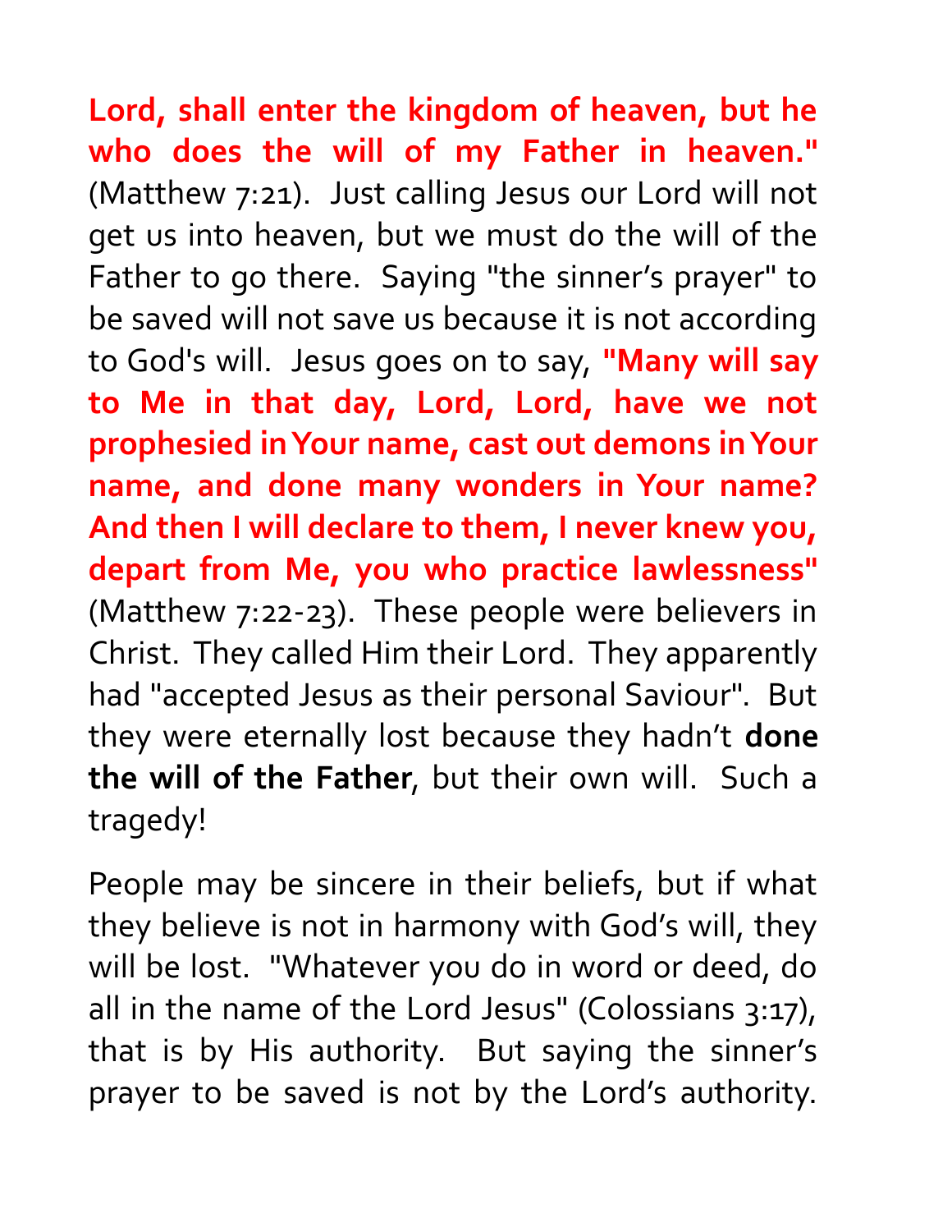**Lord, shall enter the kingdom of heaven, but he who does the will of my Father in heaven."** (Matthew 7:21). Just calling Jesus our Lord will not get us into heaven, but we must do the will of the Father to go there. Saying "the sinner's prayer" to be saved will not save us because it is not according to God's will. Jesus goes on to say, **"Many will say to Me in that day, Lord, Lord, have we not prophesied in Your name, cast out demons in Your name, and done many wonders in Your name? And then I will declare to them, I never knew you, depart from Me, you who practice lawlessness"** (Matthew 7:22-23). These people were believers in Christ. They called Him their Lord. They apparently had "accepted Jesus as their personal Saviour". But they were eternally lost because they hadn't **done the will of the Father**, but their own will. Such a tragedy!

People may be sincere in their beliefs, but if what they believe is not in harmony with God's will, they will be lost. "Whatever you do in word or deed, do all in the name of the Lord Jesus" (Colossians 3:17), that is by His authority. But saying the sinner's prayer to be saved is not by the Lord's authority.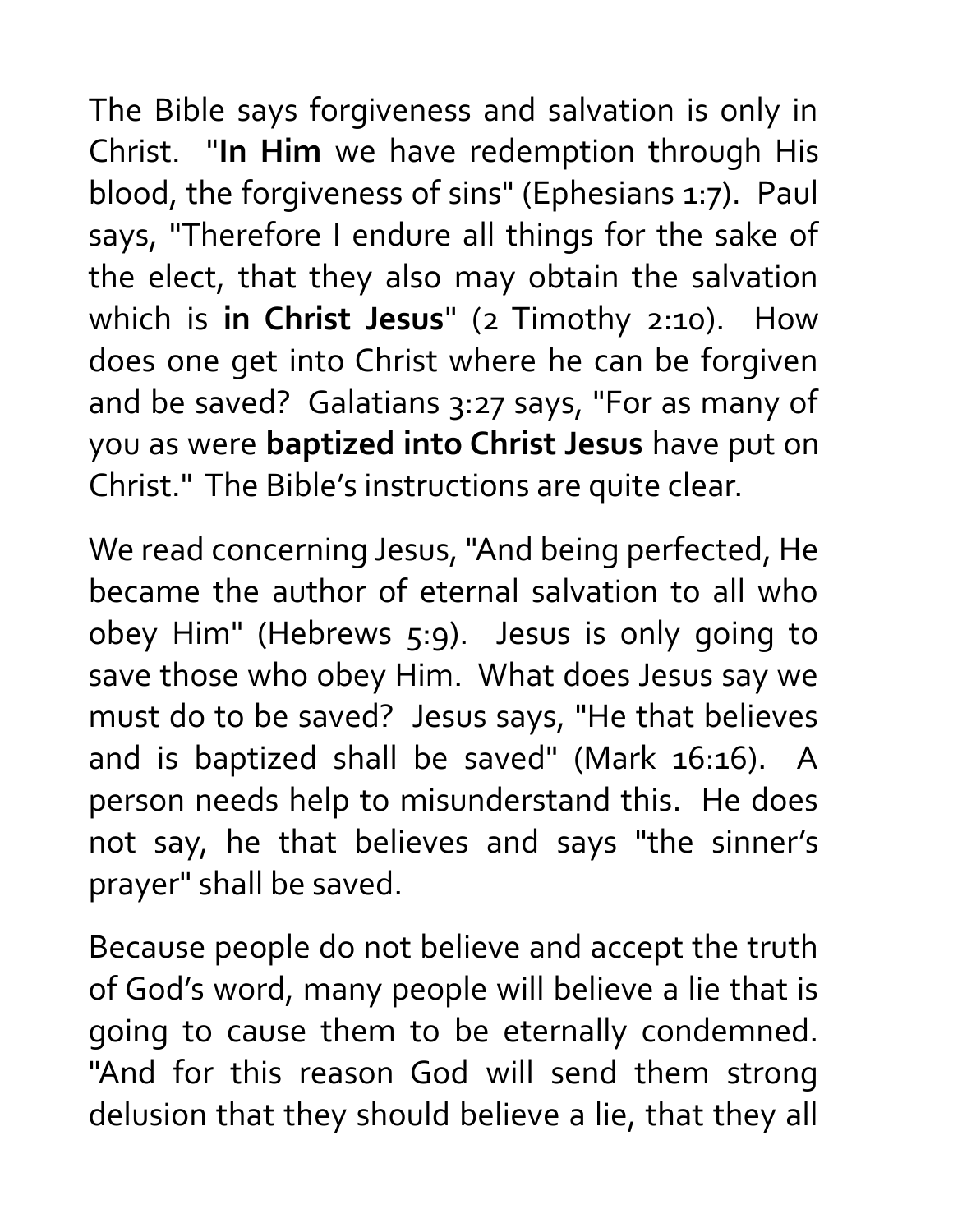The Bible says forgiveness and salvation is only in Christ. "**In Him** we have redemption through His blood, the forgiveness of sins" (Ephesians 1:7). Paul says, "Therefore I endure all things for the sake of the elect, that they also may obtain the salvation which is **in Christ Jesus**" (2 Timothy 2:10). How does one get into Christ where he can be forgiven and be saved? Galatians 3:27 says, "For as many of you as were **baptized into Christ Jesus** have put on Christ." The Bible's instructions are quite clear.

We read concerning Jesus, "And being perfected, He became the author of eternal salvation to all who obey Him" (Hebrews 5:9). Jesus is only going to save those who obey Him. What does Jesus say we must do to be saved? Jesus says, "He that believes and is baptized shall be saved" (Mark 16:16). A person needs help to misunderstand this. He does not say, he that believes and says "the sinner's prayer" shall be saved.

Because people do not believe and accept the truth of God's word, many people will believe a lie that is going to cause them to be eternally condemned. "And for this reason God will send them strong delusion that they should believe a lie, that they all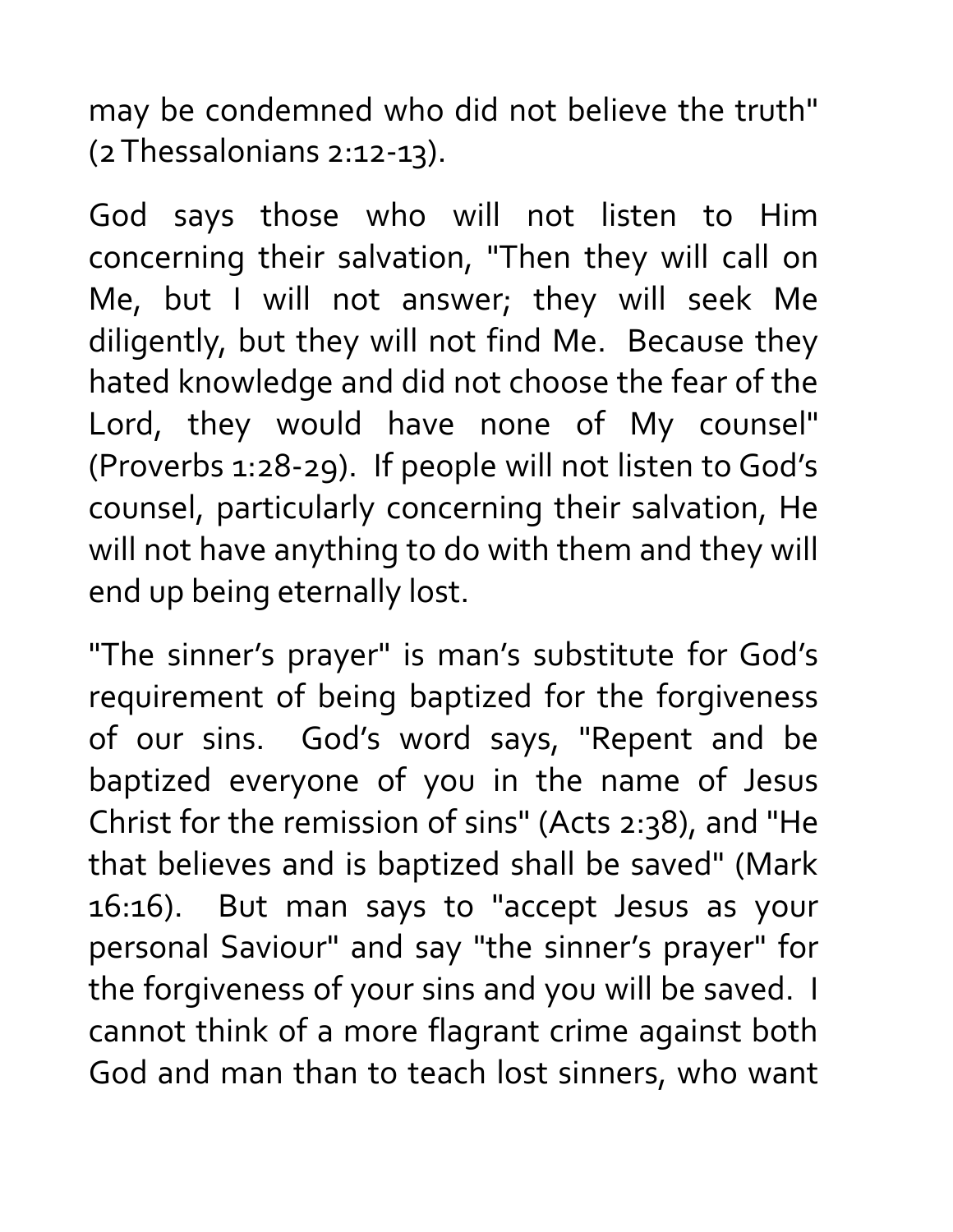may be condemned who did not believe the truth" (2 Thessalonians 2:12-13).

God says those who will not listen to Him concerning their salvation, "Then they will call on Me, but I will not answer; they will seek Me diligently, but they will not find Me. Because they hated knowledge and did not choose the fear of the Lord, they would have none of My counsel" (Proverbs 1:28-29). If people will not listen to God's counsel, particularly concerning their salvation, He will not have anything to do with them and they will end up being eternally lost.

"The sinner's prayer" is man's substitute for God's requirement of being baptized for the forgiveness of our sins. God's word says, "Repent and be baptized everyone of you in the name of Jesus Christ for the remission of sins" (Acts 2:38), and "He that believes and is baptized shall be saved" (Mark 16:16). But man says to "accept Jesus as your personal Saviour" and say "the sinner's prayer" for the forgiveness of your sins and you will be saved. I cannot think of a more flagrant crime against both God and man than to teach lost sinners, who want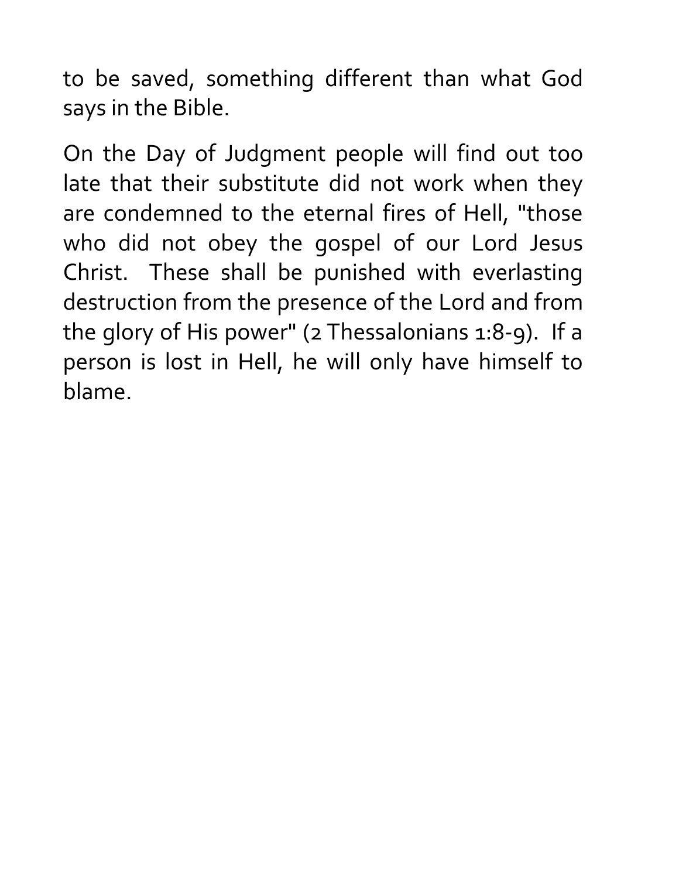to be saved, something different than what God says in the Bible.

On the Day of Judgment people will find out too late that their substitute did not work when they are condemned to the eternal fires of Hell, "those who did not obey the gospel of our Lord Jesus Christ. These shall be punished with everlasting destruction from the presence of the Lord and from the glory of His power" (2 Thessalonians 1:8-9). If a person is lost in Hell, he will only have himself to blame.